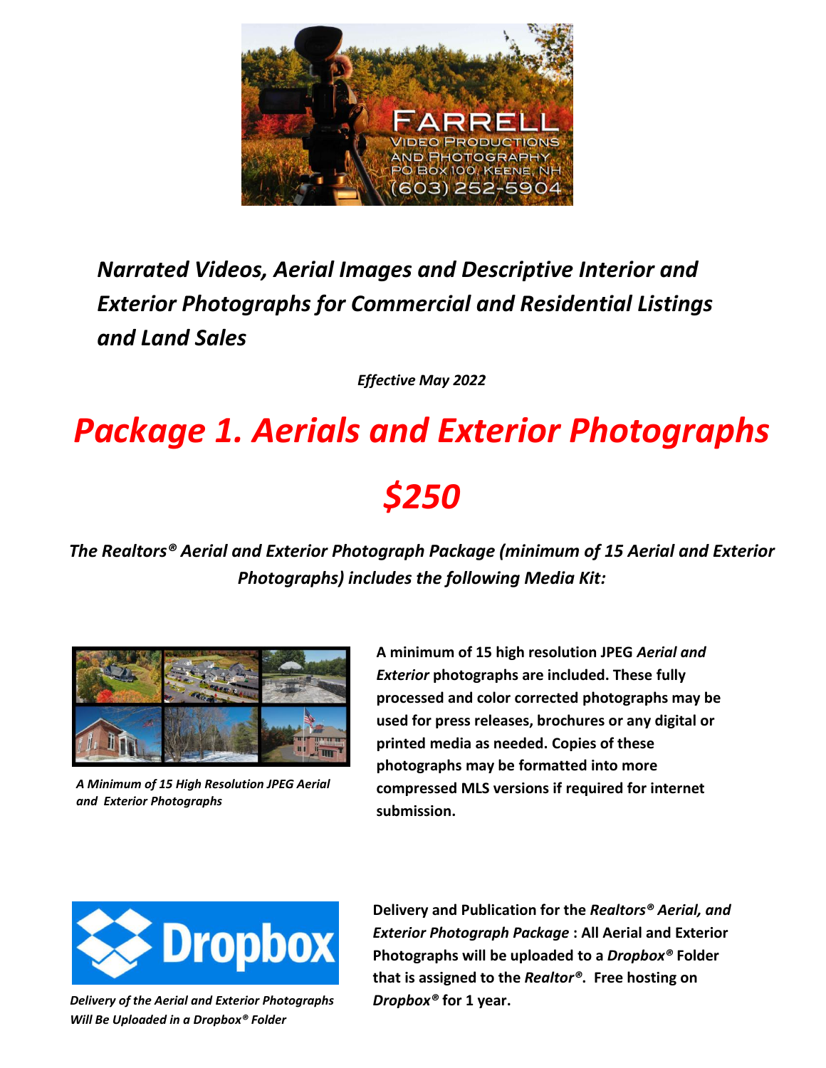*Narrated Videos, Aerial Images and Descriptive Interior and Exterior Photographs for Commercial and Residential Listings and Land Sales*

*Effective May 2022*

# *Package 1. Aerials and Exterior Photographs*

# *$250*

***The Realtors® Aerial and Exterior Photograph Package (minimum of 15 Aerial and Exterior Photographs) includes the following Media Kit:***

*A Minimum of 15 High Resolution JPEG Aerial and Exterior Photographs*

**A minimum of 15 high resolution JPEG *Aerial and Exterior* photographs are included. These fully processed and color corrected photographs may be used for press releases, brochures or any digital or printed media as needed. Copies of these photographs may be formatted into more compressed MLS versions if required for internet submission.**

*Delivery of the Aerial and Exterior Photographs Will Be Uploaded in a Dropbox® Folder*

**Delivery and Publication for the *Realtors® Aerial, and Exterior Photograph Package* : All Aerial and Exterior Photographs will be uploaded to a *Dropbox®* Folder that is assigned to the *Realtor®*. Free hosting on *Dropbox®* for 1 year.**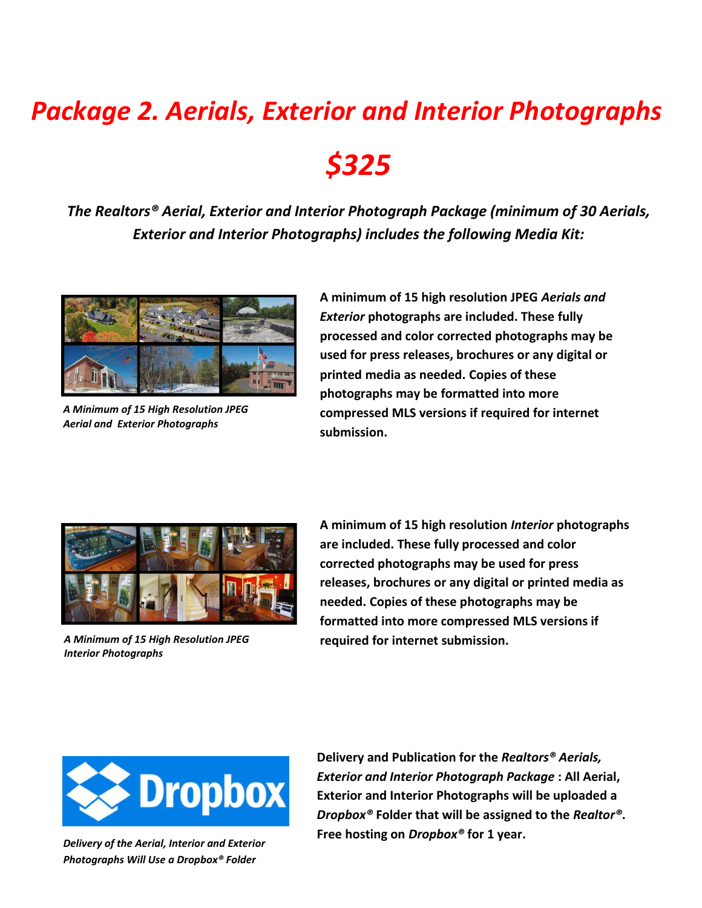# *Package 2. Aerials, Exterior and Interior Photographs*

# *$325*

***The Realtors® Aerial, Exterior and Interior Photograph Package (minimum of 30 Aerials, Exterior and Interior Photographs) includes the following Media Kit:***

*A Minimum of 15 High Resolution JPEG Aerial and Exterior Photographs*

**A minimum of 15 high resolution JPEG *Aerials and Exterior* photographs are included. These fully processed and color corrected photographs may be used for press releases, brochures or any digital or printed media as needed. Copies of these photographs may be formatted into more compressed MLS versions if required for internet submission.**

*A Minimum of 15 High Resolution JPEG Interior Photographs*

**A minimum of 15 high resolution *Interior* photographs are included. These fully processed and color corrected photographs may be used for press releases, brochures or any digital or printed media as needed. Copies of these photographs may be formatted into more compressed MLS versions if required for internet submission.**

*Delivery of the Aerial, Interior and Exterior Photographs Will Use a Dropbox® Folder*

**Delivery and Publication for the *Realtors® Aerials, Exterior and Interior Photograph Package* : All Aerial, Exterior and Interior Photographs will be uploaded a *Dropbox®* Folder that will be assigned to the *Realtor®*. Free hosting on *Dropbox®* for 1 year.**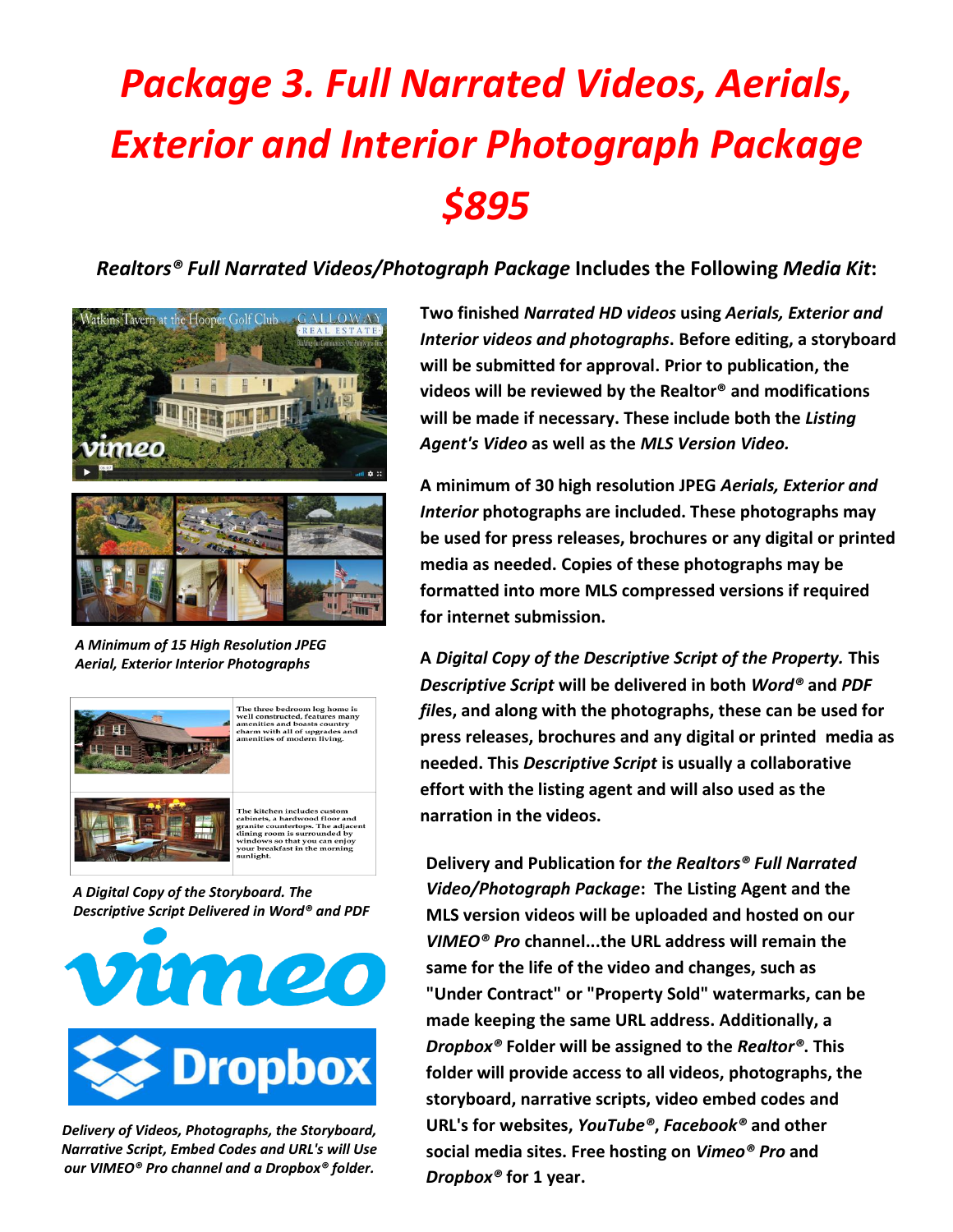# *Package 3. Full Narrated Videos, Aerials, Exterior and Interior Photograph Package $895*

***Realtors® Full Narrated Videos/Photograph Package* Includes the Following *Media Kit*:**

*A Minimum of 15 High Resolution JPEG Aerial, Exterior Interior Photographs*

*A Digital Copy of the Storyboard. The Descriptive Script Delivered in Word® and PDF*

*Delivery of Videos, Photographs, the Storyboard, Narrative Script, Embed Codes and URL's will Use our VIMEO® Pro channel and a Dropbox® folder.*

**Two finished *Narrated HD videos* using *Aerials, Exterior and Interior videos and photographs*. Before editing, a storyboard will be submitted for approval. Prior to publication, the videos will be reviewed by the Realtor® and modifications will be made if necessary. These include both the *Listing Agent's Video* as well as the *MLS Version Video.***

**A minimum of 30 high resolution JPEG *Aerials, Exterior and Interior* photographs are included. These photographs may be used for press releases, brochures or any digital or printed media as needed. Copies of these photographs may be formatted into more MLS compressed versions if required for internet submission.**

**A *Digital Copy of the Descriptive Script of the Property.* This *Descriptive Script* will be delivered in both *Word®* and *PDF fil*es, and along with the photographs, these can be used for press releases, brochures and any digital or printed media as needed. This *Descriptive Script* is usually a collaborative effort with the listing agent and will also used as the narration in the videos.**

**Delivery and Publication for *the Realtors® Full Narrated Video/Photograph Package*: The Listing Agent and the MLS version videos will be uploaded and hosted on our *VIMEO® Pro* channel...the URL address will remain the same for the life of the video and changes, such as "Under Contract" or "Property Sold" watermarks, can be made keeping the same URL address. Additionally, a *Dropbox®* Folder will be assigned to the *Realtor®*. This folder will provide access to all videos, photographs, the storyboard, narrative scripts, video embed codes and URL's for websites, *YouTube®*, *Facebook®* and other social media sites. Free hosting on *Vimeo® Pro* and *Dropbox®* for 1 year.**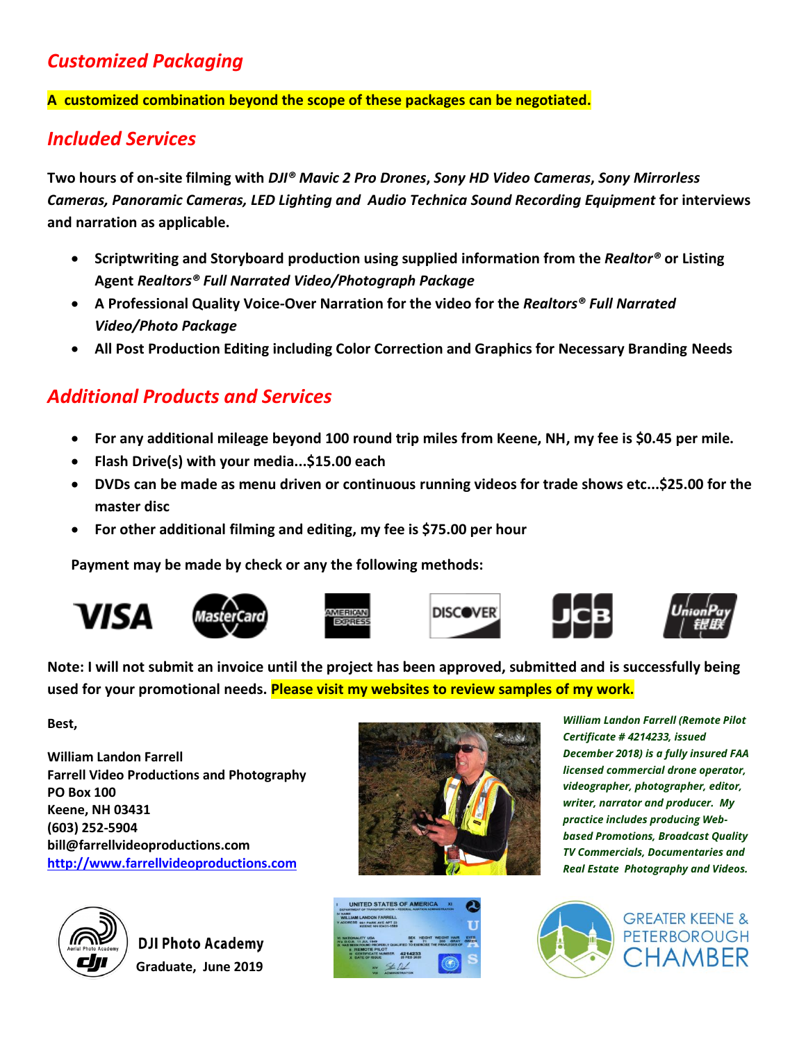## *Customized Packaging*

**A customized combination beyond the scope of these packages can be negotiated.**

## *Included Services*

**Two hours of on-site filming with *DJI® Mavic 2 Pro Drones*, *Sony HD Video Cameras*, *Sony Mirrorless Cameras, Panoramic Cameras, LED Lighting and Audio Technica Sound Recording Equipment* for interviews and narration as applicable.**

- **Scriptwriting and Storyboard production using supplied information from the *Realtor®* or Listing Agent *Realtors® Full Narrated Video/Photograph Package***
- **A Professional Quality Voice-Over Narration for the video for the *Realtors® Full Narrated Video/Photo Package***
- **All Post Production Editing including Color Correction and Graphics for Necessary Branding Needs**

## *Additional Products and Services*

- **For any additional mileage beyond 100 round trip miles from Keene, NH, my fee is $0.45 per mile.**
- **Flash Drive(s) with your media...$15.00 each**
- **DVDs can be made as menu driven or continuous running videos for trade shows etc...$25.00 for the master disc**
- **For other additional filming and editing, my fee is $75.00 per hour**

**Payment may be made by check or any the following methods:**

VISA MasterCard AMERICAN EXPRESS DISCOVER JCB UnionPay 银联

**Note: I will not submit an invoice until the project has been approved, submitted and is successfully being used for your promotional needs. Please visit my websites to review samples of my work.**

**Best,**

**William Landon Farrell**
**Farrell Video Productions and Photography**
**PO Box 100**
**Keene, NH 03431**
**(603) 252-5904**
**bill@farrellvideoproductions.com**
**[http://www.farrellvideoproductions.com](http://www.farrellvideoproductions.com)**

***William Landon Farrell (Remote Pilot Certificate # 4214233, issued December 2018) is a fully insured FAA licensed commercial drone operator, videographer, photographer, editor, writer, narrator and producer. My practice includes producing Web-based Promotions, Broadcast Quality TV Commercials, Documentaries and Real Estate Photography and Videos.***

**DJI Photo Academy**
**Graduate, June 2019**

GREATER KEENE & PETERBOROUGH CHAMBER